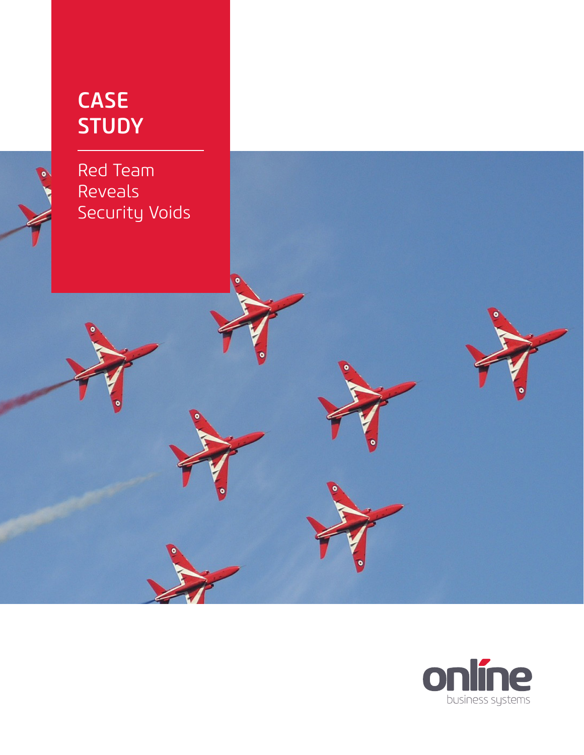# CASE STUDY

Red Team Reveals Security Voids

online
business systems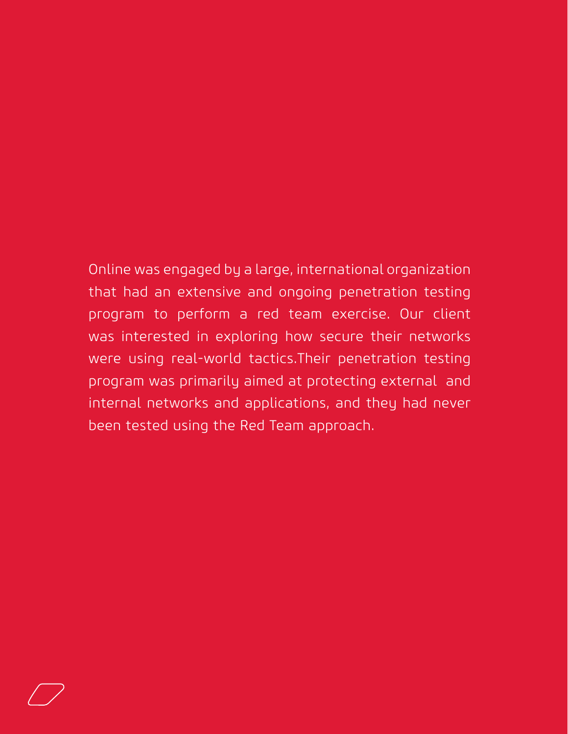Online was engaged by a large, international organization that had an extensive and ongoing penetration testing program to perform a red team exercise. Our client was interested in exploring how secure their networks were using real-world tactics.Their penetration testing program was primarily aimed at protecting external and internal networks and applications, and they had never been tested using the Red Team approach.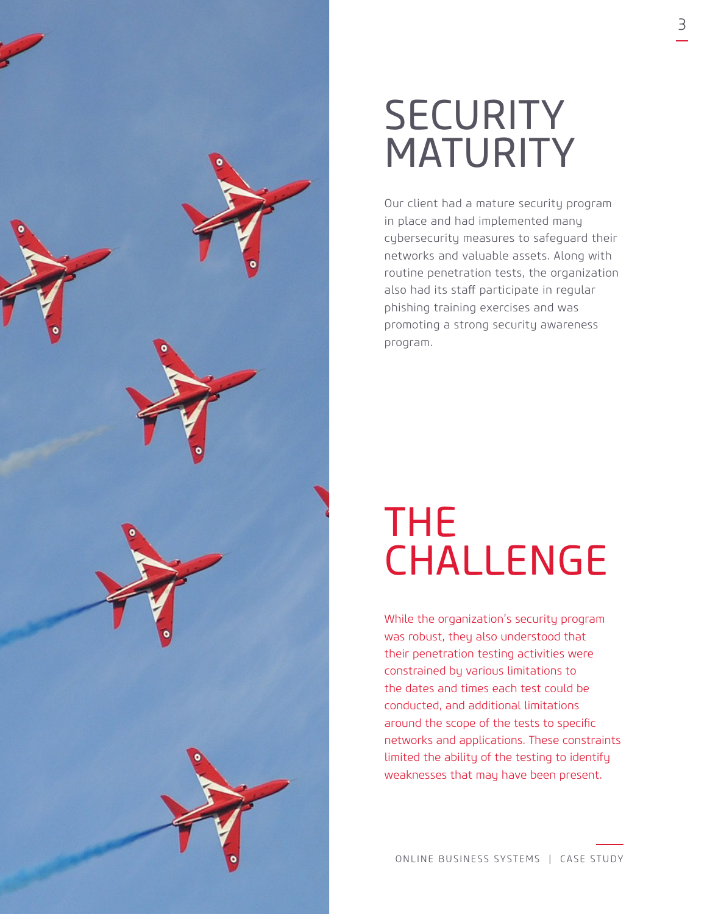# SECURITY MATURITY

Our client had a mature security program in place and had implemented many cybersecurity measures to safeguard their networks and valuable assets. Along with routine penetration tests, the organization also had its staff participate in regular phishing training exercises and was promoting a strong security awareness program.

# THE CHALLENGE

While the organization's security program was robust, they also understood that their penetration testing activities were constrained by various limitations to the dates and times each test could be conducted, and additional limitations around the scope of the tests to specific networks and applications. These constraints limited the ability of the testing to identify weaknesses that may have been present.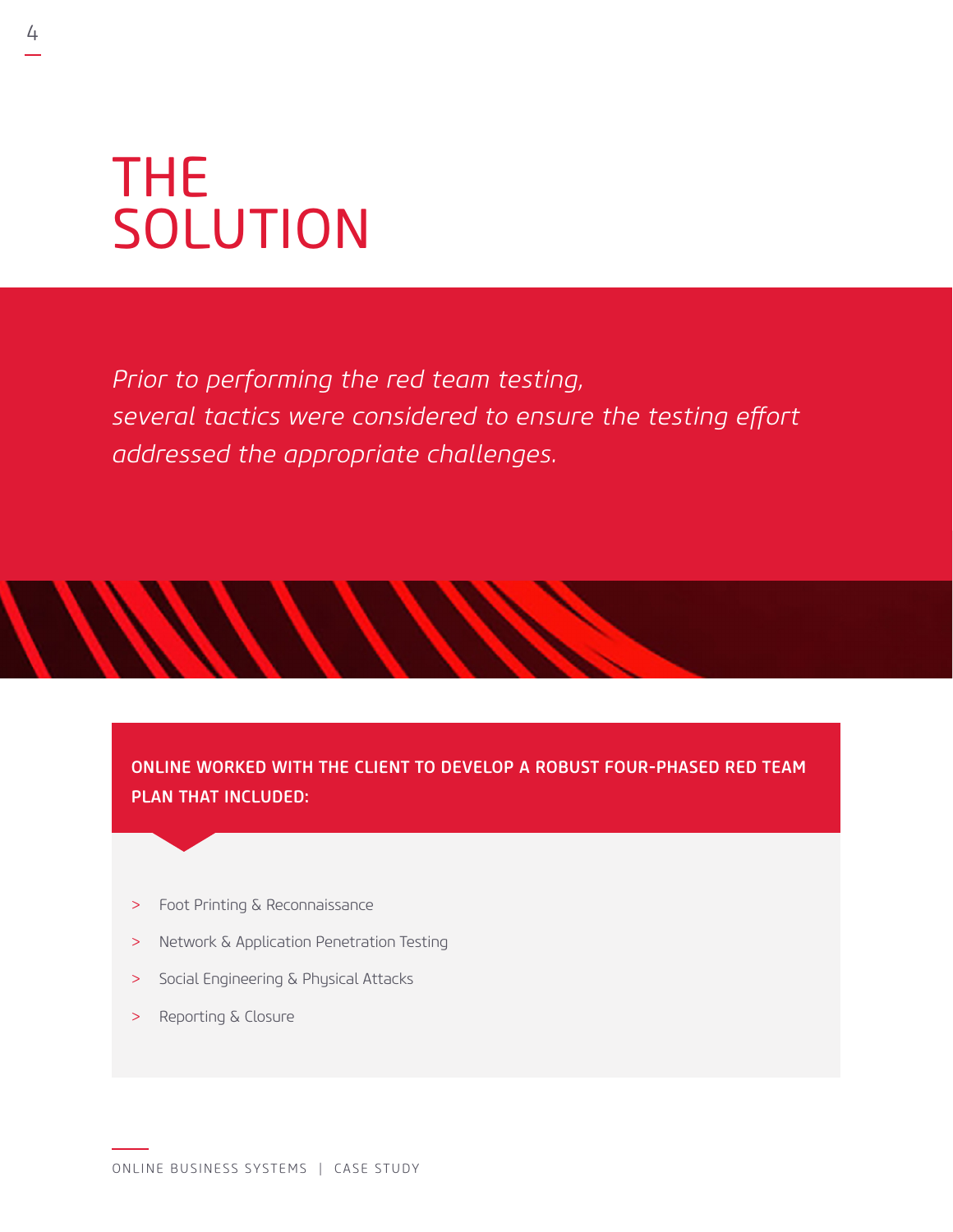# THE SOLUTION

*Prior to performing the red team testing, several tactics were considered to ensure the testing effort addressed the appropriate challenges.*

**ONLINE WORKED WITH THE CLIENT TO DEVELOP A ROBUST FOUR-PHASED RED TEAM PLAN THAT INCLUDED:**

- Foot Printing & Reconnaissance
- Network & Application Penetration Testing
- Social Engineering & Physical Attacks
- Reporting & Closure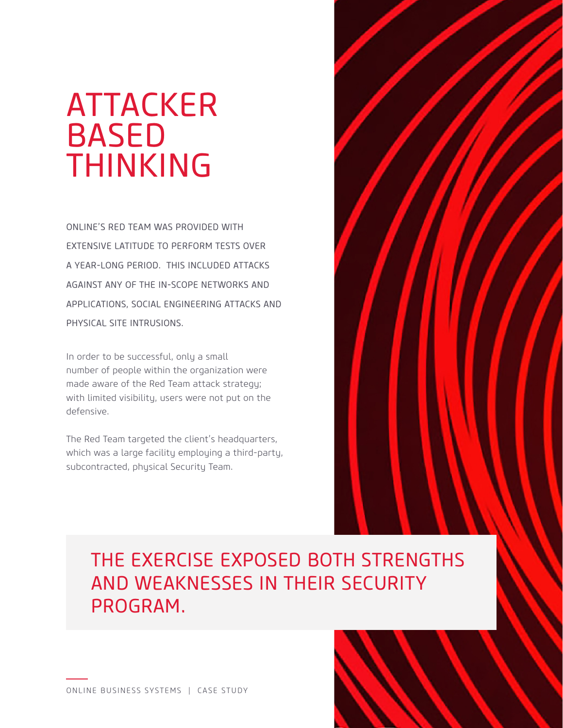# ATTACKER BASED THINKING

ONLINE'S RED TEAM WAS PROVIDED WITH EXTENSIVE LATITUDE TO PERFORM TESTS OVER A YEAR-LONG PERIOD. THIS INCLUDED ATTACKS AGAINST ANY OF THE IN-SCOPE NETWORKS AND APPLICATIONS, SOCIAL ENGINEERING ATTACKS AND PHYSICAL SITE INTRUSIONS.

In order to be successful, only a small number of people within the organization were made aware of the Red Team attack strategy; with limited visibility, users were not put on the defensive.

The Red Team targeted the client's headquarters, which was a large facility employing a third-party, subcontracted, physical Security Team.

## THE EXERCISE EXPOSED BOTH STRENGTHS AND WEAKNESSES IN THEIR SECURITY PROGRAM.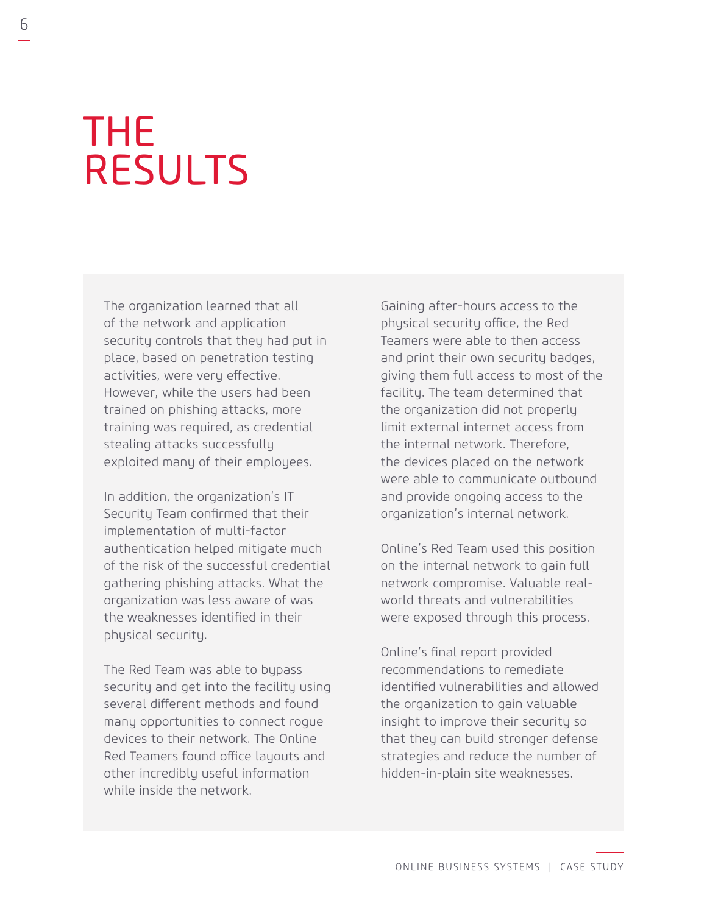# THE RESULTS

The organization learned that all of the network and application security controls that they had put in place, based on penetration testing activities, were very effective. However, while the users had been trained on phishing attacks, more training was required, as credential stealing attacks successfully exploited many of their employees.

In addition, the organization's IT Security Team confirmed that their implementation of multi-factor authentication helped mitigate much of the risk of the successful credential gathering phishing attacks. What the organization was less aware of was the weaknesses identified in their physical security.

The Red Team was able to bypass security and get into the facility using several different methods and found many opportunities to connect rogue devices to their network. The Online Red Teamers found office layouts and other incredibly useful information while inside the network.

Gaining after-hours access to the physical security office, the Red Teamers were able to then access and print their own security badges, giving them full access to most of the facility. The team determined that the organization did not properly limit external internet access from the internal network. Therefore, the devices placed on the network were able to communicate outbound and provide ongoing access to the organization's internal network.

Online's Red Team used this position on the internal network to gain full network compromise. Valuable real-world threats and vulnerabilities were exposed through this process.

Online's final report provided recommendations to remediate identified vulnerabilities and allowed the organization to gain valuable insight to improve their security so that they can build stronger defense strategies and reduce the number of hidden-in-plain site weaknesses.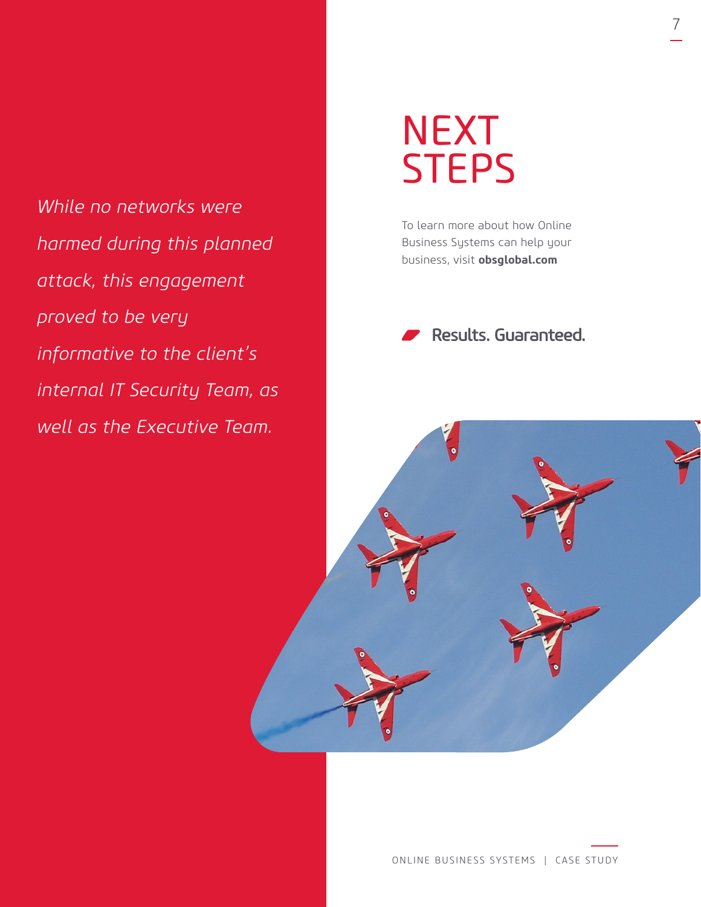*While no networks were harmed during this planned attack, this engagement proved to be very informative to the client's internal IT Security Team, as well as the Executive Team.*

# NEXT STEPS

To learn more about how Online Business Systems can help your business, visit **obsglobal.com**

**Results. Guaranteed.**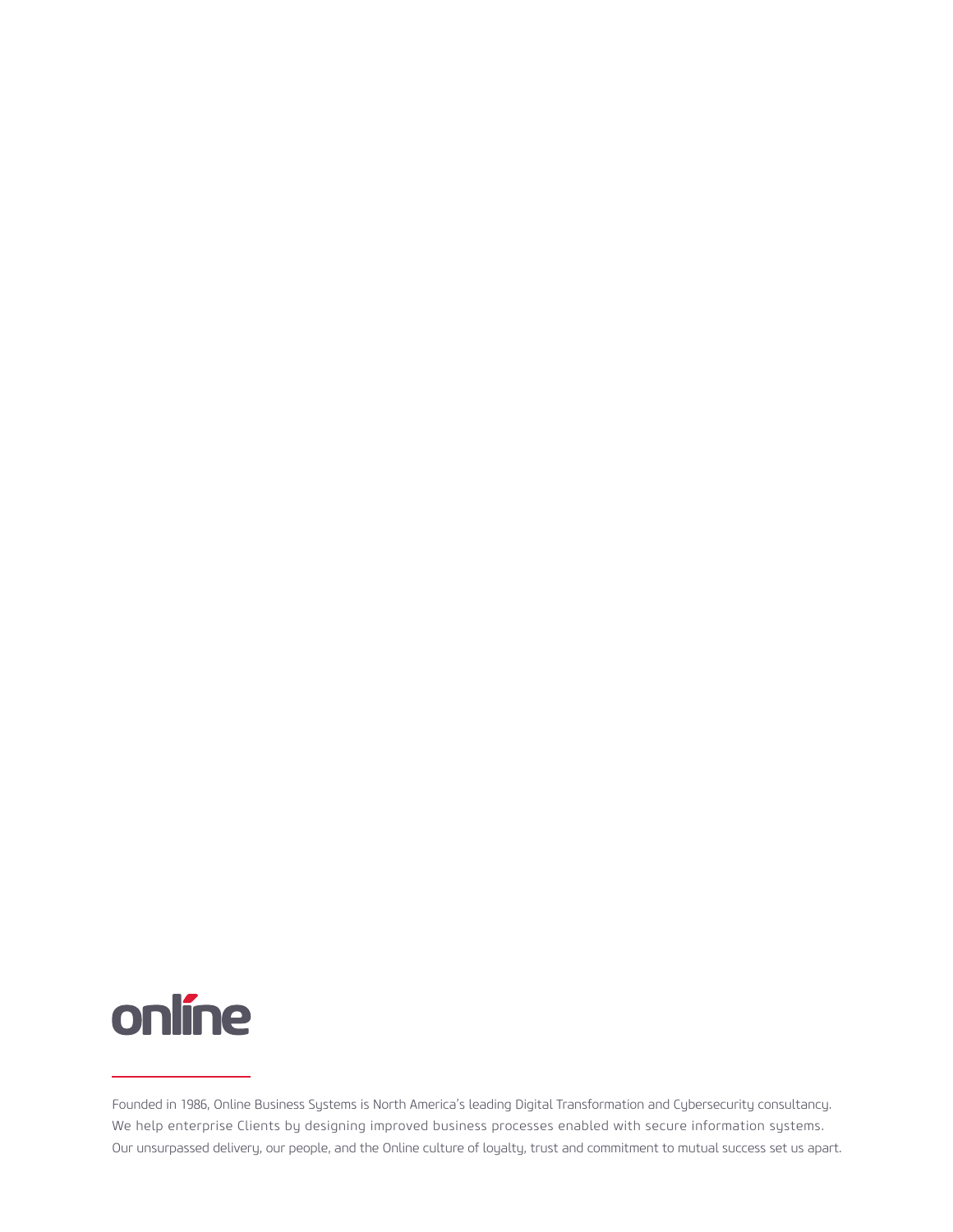online

Founded in 1986, Online Business Systems is North America's leading Digital Transformation and Cybersecurity consultancy. We help enterprise Clients by designing improved business processes enabled with secure information systems. Our unsurpassed delivery, our people, and the Online culture of loyalty, trust and commitment to mutual success set us apart.